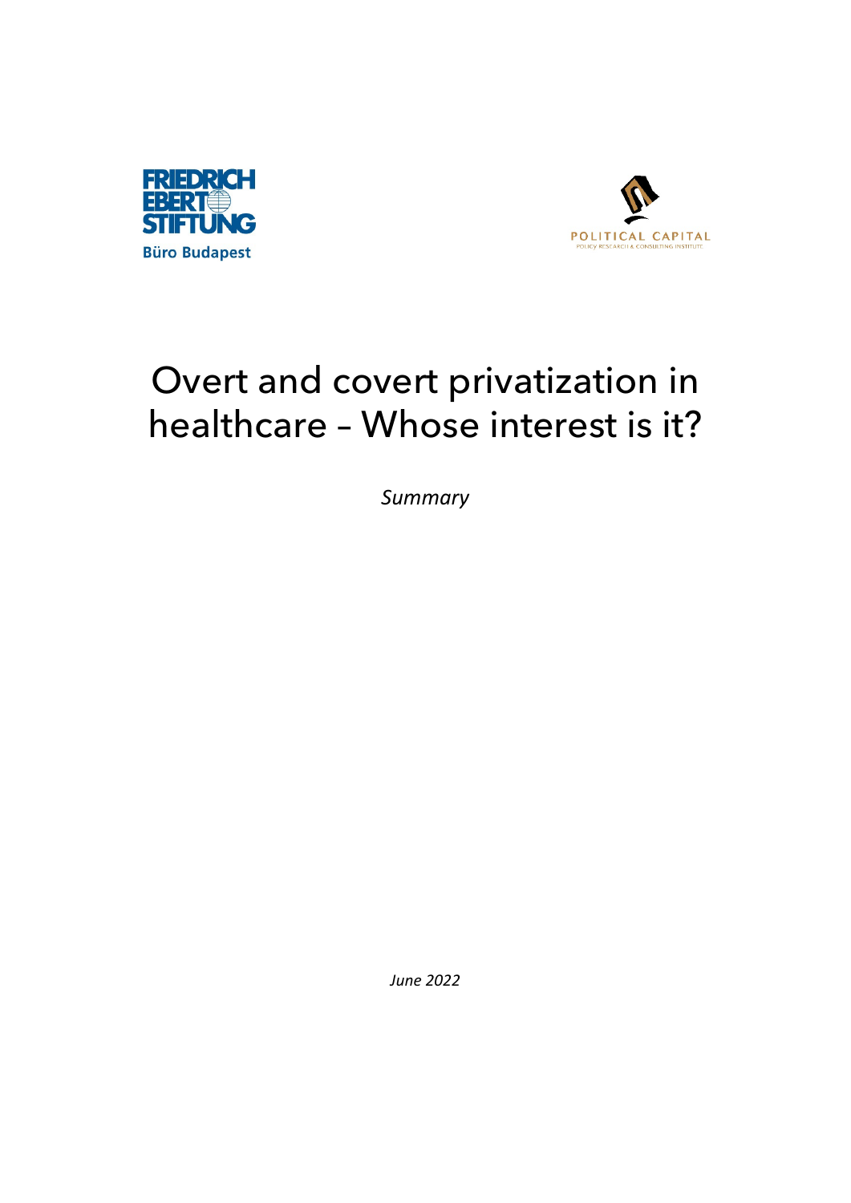FRIEDRICH EBERT STIFTUNG

Büro Budapest

POLITICAL CAPITAL

POLICY RESEARCH & CONSULTING INSTITUTE

# Overt and covert privatization in healthcare – Whose interest is it?

*Summary*

*June 2022*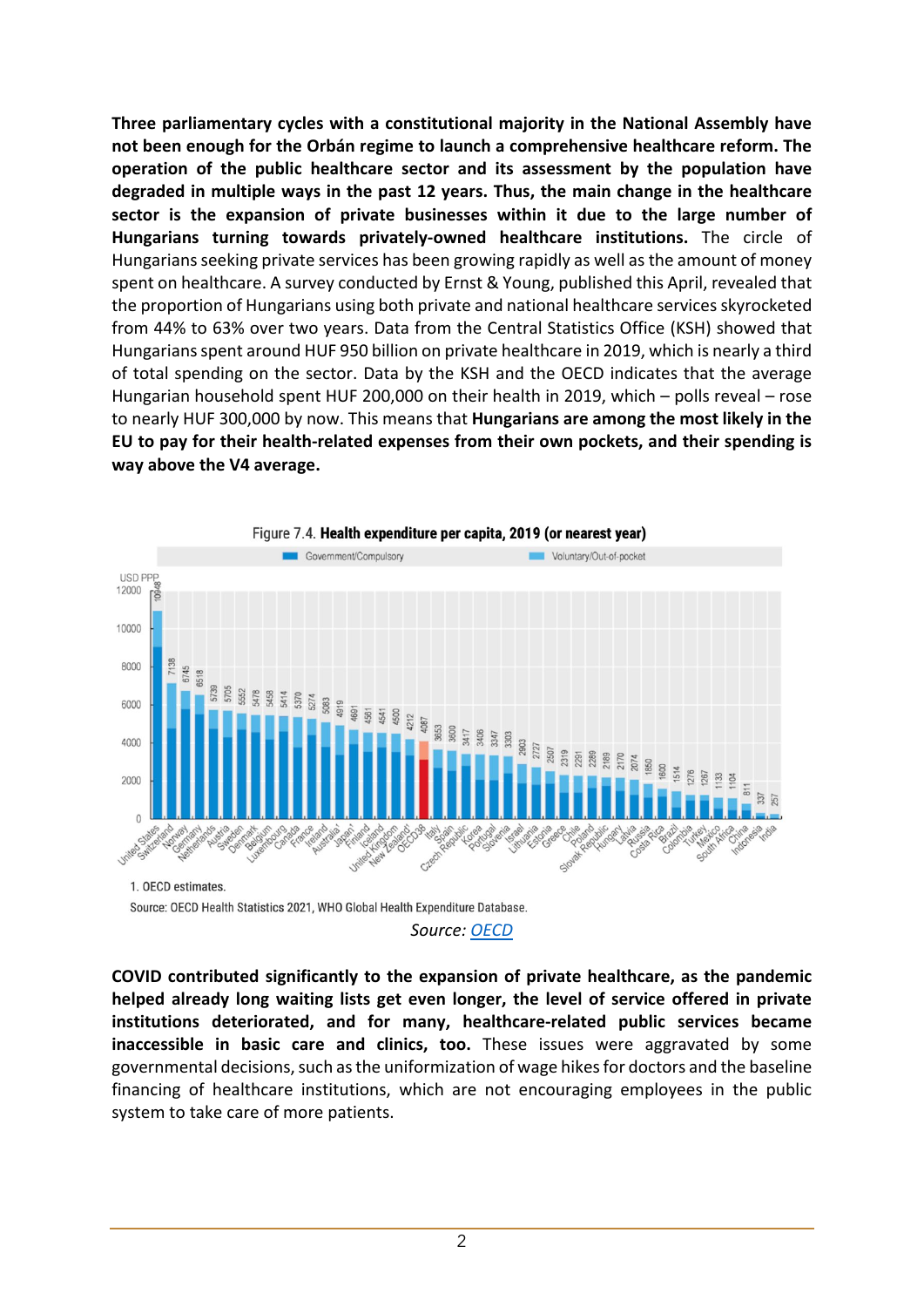**Three parliamentary cycles with a constitutional majority in the National Assembly have not been enough for the Orbán regime to launch a comprehensive healthcare reform. The operation of the public healthcare sector and its assessment by the population have degraded in multiple ways in the past 12 years. Thus, the main change in the healthcare sector is the expansion of private businesses within it due to the large number of Hungarians turning towards privately-owned healthcare institutions.** The circle of Hungarians seeking private services has been growing rapidly as well as the amount of money spent on healthcare. A survey conducted by Ernst & Young, published this April, revealed that the proportion of Hungarians using both private and national healthcare services skyrocketed from 44% to 63% over two years. Data from the Central Statistics Office (KSH) showed that Hungarians spent around HUF 950 billion on private healthcare in 2019, which is nearly a third of total spending on the sector. Data by the KSH and the OECD indicates that the average Hungarian household spent HUF 200,000 on their health in 2019, which – polls reveal – rose to nearly HUF 300,000 by now. This means that **Hungarians are among the most likely in the EU to pay for their health-related expenses from their own pockets, and their spending is way above the V4 average.**

Figure 7.4. **Health expenditure per capita, 2019 (or nearest year)**

1. OECD estimates.

Source: OECD Health Statistics 2021, WHO Global Health Expenditure Database.

*Source: OECD*

**COVID contributed significantly to the expansion of private healthcare, as the pandemic helped already long waiting lists get even longer, the level of service offered in private institutions deteriorated, and for many, healthcare-related public services became inaccessible in basic care and clinics, too.** These issues were aggravated by some governmental decisions, such as the uniformization of wage hikes for doctors and the baseline financing of healthcare institutions, which are not encouraging employees in the public system to take care of more patients.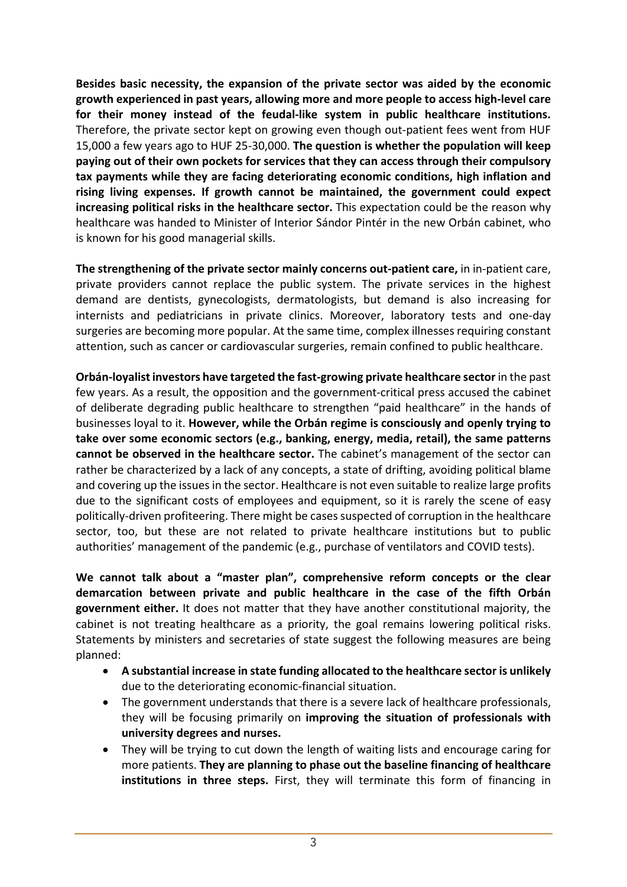**Besides basic necessity, the expansion of the private sector was aided by the economic growth experienced in past years, allowing more and more people to access high-level care for their money instead of the feudal-like system in public healthcare institutions.** Therefore, the private sector kept on growing even though out-patient fees went from HUF 15,000 a few years ago to HUF 25-30,000. **The question is whether the population will keep paying out of their own pockets for services that they can access through their compulsory tax payments while they are facing deteriorating economic conditions, high inflation and rising living expenses. If growth cannot be maintained, the government could expect increasing political risks in the healthcare sector.** This expectation could be the reason why healthcare was handed to Minister of Interior Sándor Pintér in the new Orbán cabinet, who is known for his good managerial skills.

**The strengthening of the private sector mainly concerns out-patient care,** in in-patient care, private providers cannot replace the public system. The private services in the highest demand are dentists, gynecologists, dermatologists, but demand is also increasing for internists and pediatricians in private clinics. Moreover, laboratory tests and one-day surgeries are becoming more popular. At the same time, complex illnesses requiring constant attention, such as cancer or cardiovascular surgeries, remain confined to public healthcare.

**Orbán-loyalist investors have targeted the fast-growing private healthcare sector** in the past few years. As a result, the opposition and the government-critical press accused the cabinet of deliberate degrading public healthcare to strengthen "paid healthcare" in the hands of businesses loyal to it. **However, while the Orbán regime is consciously and openly trying to take over some economic sectors (e.g., banking, energy, media, retail), the same patterns cannot be observed in the healthcare sector.** The cabinet's management of the sector can rather be characterized by a lack of any concepts, a state of drifting, avoiding political blame and covering up the issues in the sector. Healthcare is not even suitable to realize large profits due to the significant costs of employees and equipment, so it is rarely the scene of easy politically-driven profiteering. There might be cases suspected of corruption in the healthcare sector, too, but these are not related to private healthcare institutions but to public authorities' management of the pandemic (e.g., purchase of ventilators and COVID tests).

**We cannot talk about a "master plan", comprehensive reform concepts or the clear demarcation between private and public healthcare in the case of the fifth Orbán government either.** It does not matter that they have another constitutional majority, the cabinet is not treating healthcare as a priority, the goal remains lowering political risks. Statements by ministers and secretaries of state suggest the following measures are being planned:

- **A substantial increase in state funding allocated to the healthcare sector is unlikely** due to the deteriorating economic-financial situation.
- The government understands that there is a severe lack of healthcare professionals, they will be focusing primarily on **improving the situation of professionals with university degrees and nurses.**
- They will be trying to cut down the length of waiting lists and encourage caring for more patients. **They are planning to phase out the baseline financing of healthcare institutions in three steps.** First, they will terminate this form of financing in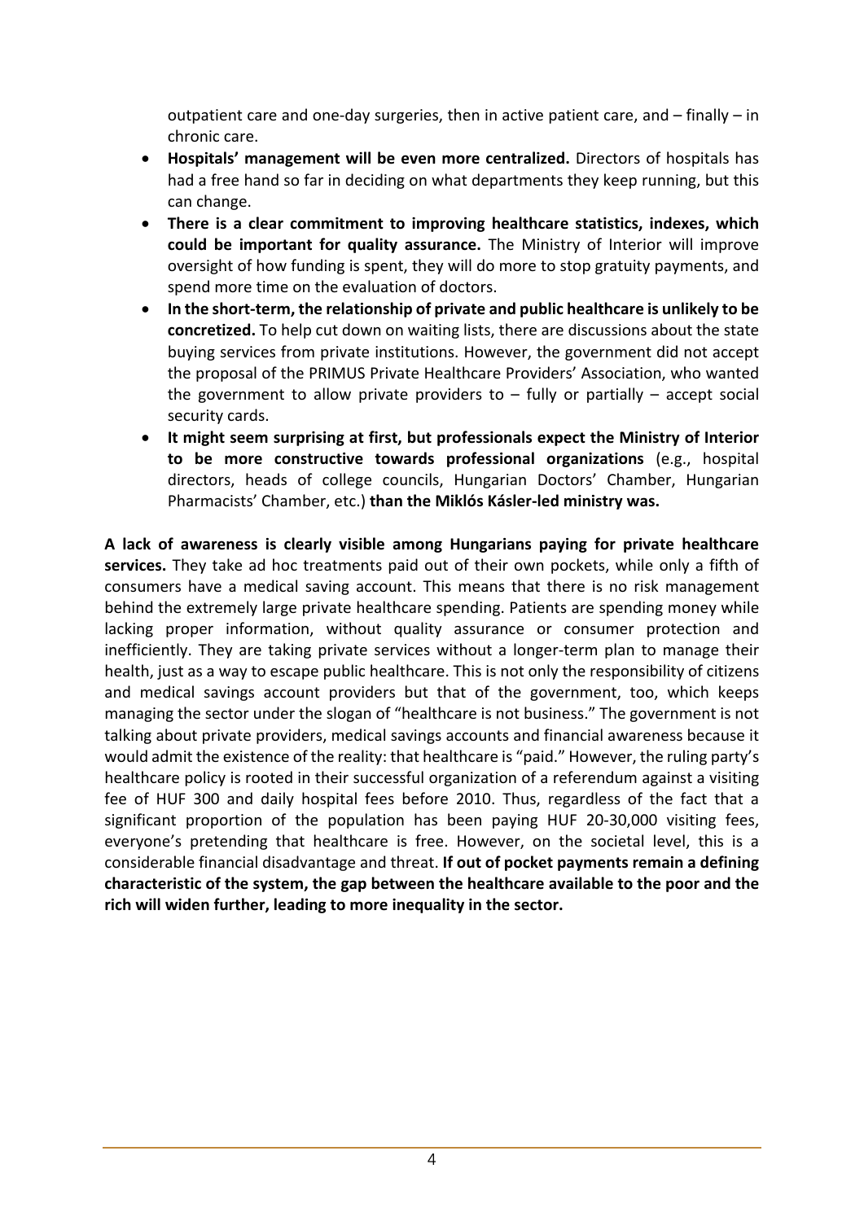outpatient care and one-day surgeries, then in active patient care, and – finally – in chronic care.

- **Hospitals' management will be even more centralized.** Directors of hospitals has had a free hand so far in deciding on what departments they keep running, but this can change.
- **There is a clear commitment to improving healthcare statistics, indexes, which could be important for quality assurance.** The Ministry of Interior will improve oversight of how funding is spent, they will do more to stop gratuity payments, and spend more time on the evaluation of doctors.
- **In the short-term, the relationship of private and public healthcare is unlikely to be concretized.** To help cut down on waiting lists, there are discussions about the state buying services from private institutions. However, the government did not accept the proposal of the PRIMUS Private Healthcare Providers' Association, who wanted the government to allow private providers to – fully or partially – accept social security cards.
- **It might seem surprising at first, but professionals expect the Ministry of Interior to be more constructive towards professional organizations** (e.g., hospital directors, heads of college councils, Hungarian Doctors' Chamber, Hungarian Pharmacists' Chamber, etc.) **than the Miklós Kásler-led ministry was.**

**A lack of awareness is clearly visible among Hungarians paying for private healthcare services.** They take ad hoc treatments paid out of their own pockets, while only a fifth of consumers have a medical saving account. This means that there is no risk management behind the extremely large private healthcare spending. Patients are spending money while lacking proper information, without quality assurance or consumer protection and inefficiently. They are taking private services without a longer-term plan to manage their health, just as a way to escape public healthcare. This is not only the responsibility of citizens and medical savings account providers but that of the government, too, which keeps managing the sector under the slogan of "healthcare is not business." The government is not talking about private providers, medical savings accounts and financial awareness because it would admit the existence of the reality: that healthcare is "paid." However, the ruling party's healthcare policy is rooted in their successful organization of a referendum against a visiting fee of HUF 300 and daily hospital fees before 2010. Thus, regardless of the fact that a significant proportion of the population has been paying HUF 20-30,000 visiting fees, everyone's pretending that healthcare is free. However, on the societal level, this is a considerable financial disadvantage and threat. **If out of pocket payments remain a defining characteristic of the system, the gap between the healthcare available to the poor and the rich will widen further, leading to more inequality in the sector.**